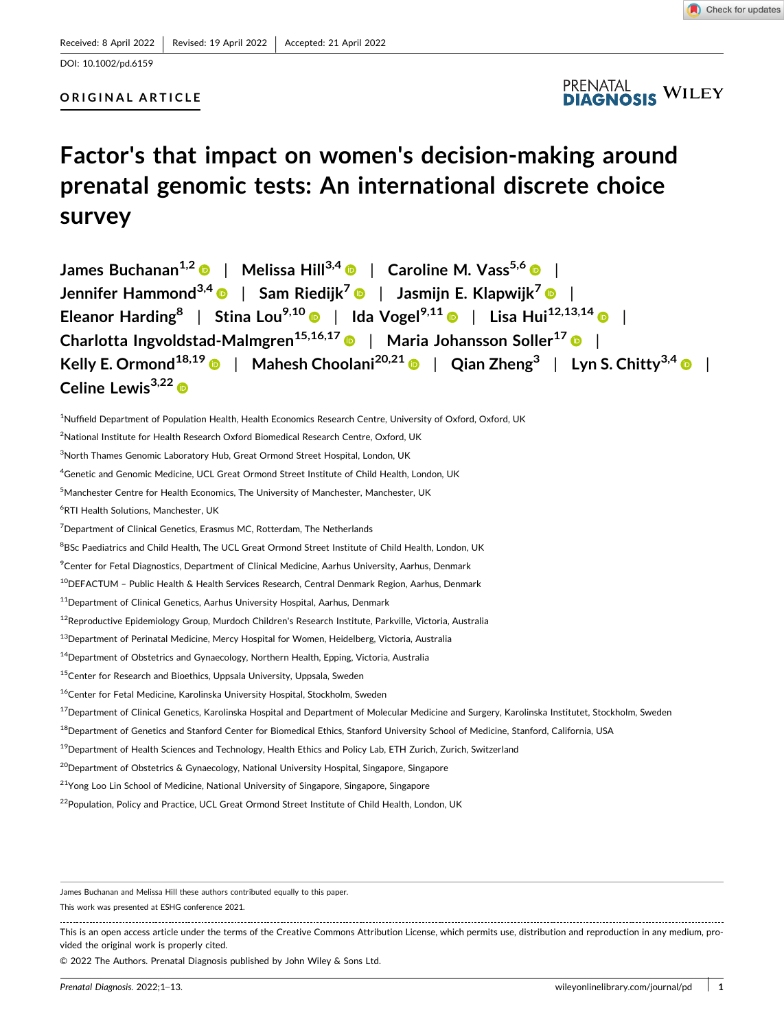Received: 8 April 2022 | Revised: 19 April 2022 | Accepted: 21 April 2022

DOI: 10.1002/pd.6159

ORIGINAL ARTICLE

# Factor's that impact on women's decision-making around prenatal genomic tests: An international discrete choice survey

James Buchanan[1,2] | Melissa Hill[3,4] | Caroline M. Vass[5,6] | Jennifer Hammond[3,4] | Sam Riedijk[7] | Jasmijn E. Klapwijk[7] | Eleanor Harding[8] | Stina Lou[9,10] | Ida Vogel[9,11] | Lisa Hui[12,13,14] | Charlotta Ingvoldstad-Malmgren[15,16,17] | Maria Johansson Soller[17] | Kelly E. Ormond[18,19] | Mahesh Choolani[20,21] | Qian Zheng[3] | Lyn S. Chitty[3,4] | Celine Lewis[3,22]

[1]Nuffield Department of Population Health, Health Economics Research Centre, University of Oxford, Oxford, UK

[2]National Institute for Health Research Oxford Biomedical Research Centre, Oxford, UK

[3]North Thames Genomic Laboratory Hub, Great Ormond Street Hospital, London, UK

[4]Genetic and Genomic Medicine, UCL Great Ormond Street Institute of Child Health, London, UK

[5]Manchester Centre for Health Economics, The University of Manchester, Manchester, UK

[6]RTI Health Solutions, Manchester, UK

[7]Department of Clinical Genetics, Erasmus MC, Rotterdam, The Netherlands

[8]BSc Paediatrics and Child Health, The UCL Great Ormond Street Institute of Child Health, London, UK

[9]Center for Fetal Diagnostics, Department of Clinical Medicine, Aarhus University, Aarhus, Denmark

[10]DEFACTUM – Public Health & Health Services Research, Central Denmark Region, Aarhus, Denmark

[11]Department of Clinical Genetics, Aarhus University Hospital, Aarhus, Denmark

[12]Reproductive Epidemiology Group, Murdoch Children's Research Institute, Parkville, Victoria, Australia

[13]Department of Perinatal Medicine, Mercy Hospital for Women, Heidelberg, Victoria, Australia

[14]Department of Obstetrics and Gynaecology, Northern Health, Epping, Victoria, Australia

[15]Center for Research and Bioethics, Uppsala University, Uppsala, Sweden

[16]Center for Fetal Medicine, Karolinska University Hospital, Stockholm, Sweden

[17]Department of Clinical Genetics, Karolinska Hospital and Department of Molecular Medicine and Surgery, Karolinska Institutet, Stockholm, Sweden

[18]Department of Genetics and Stanford Center for Biomedical Ethics, Stanford University School of Medicine, Stanford, California, USA

[19]Department of Health Sciences and Technology, Health Ethics and Policy Lab, ETH Zurich, Zurich, Switzerland

[20]Department of Obstetrics & Gynaecology, National University Hospital, Singapore, Singapore

[21]Yong Loo Lin School of Medicine, National University of Singapore, Singapore, Singapore

[22]Population, Policy and Practice, UCL Great Ormond Street Institute of Child Health, London, UK

James Buchanan and Melissa Hill these authors contributed equally to this paper.

This work was presented at ESHG conference 2021.

This is an open access article under the terms of the Creative Commons Attribution License, which permits use, distribution and reproduction in any medium, provided the original work is properly cited.

© 2022 The Authors. Prenatal Diagnosis published by John Wiley & Sons Ltd.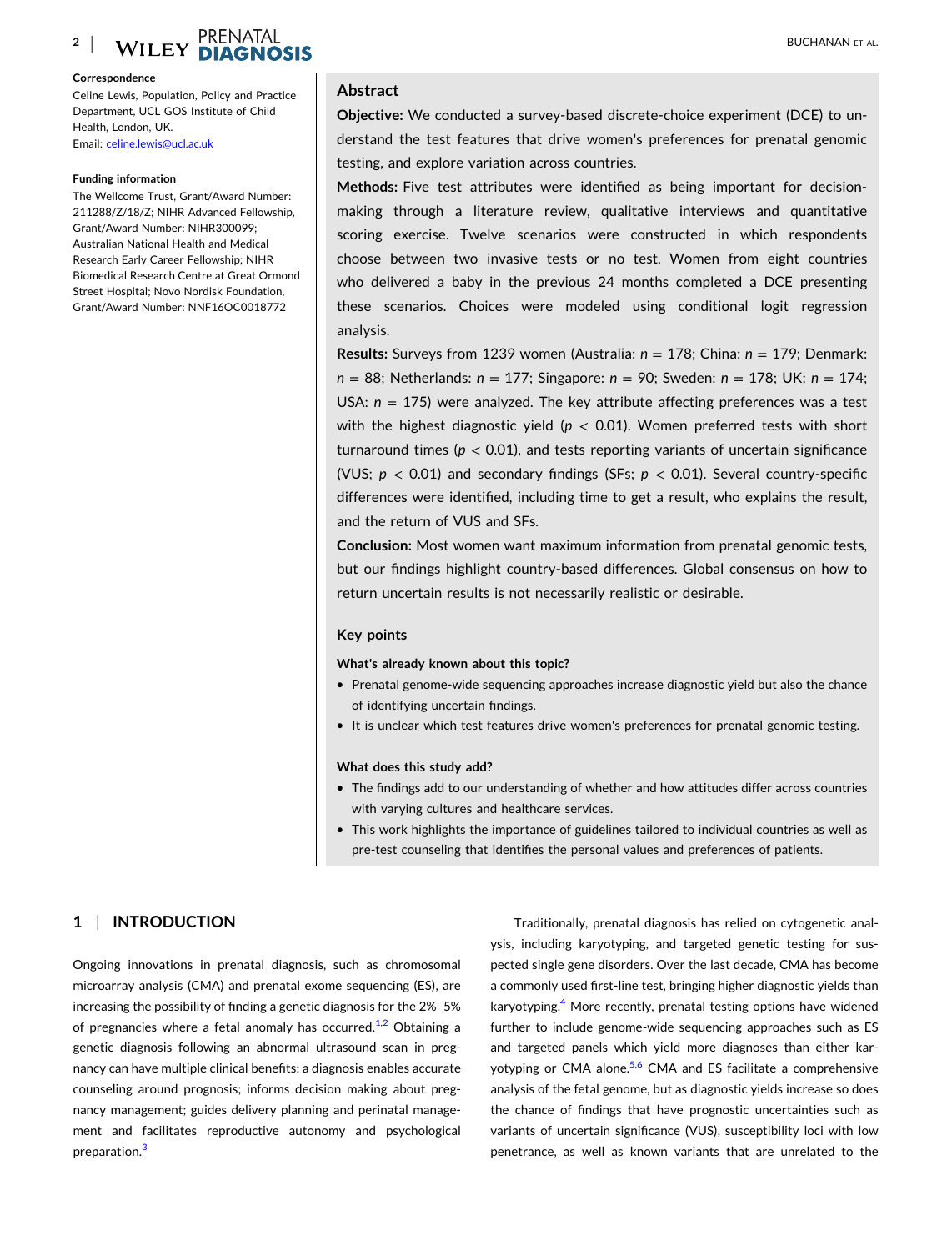**Correspondence**

Celine Lewis, Population, Policy and Practice Department, UCL GOS Institute of Child Health, London, UK.
Email: celine.lewis@ucl.ac.uk

**Funding information**

The Wellcome Trust, Grant/Award Number: 211288/Z/18/Z; NIHR Advanced Fellowship, Grant/Award Number: NIHR300099; Australian National Health and Medical Research Early Career Fellowship; NIHR Biomedical Research Centre at Great Ormond Street Hospital; Novo Nordisk Foundation, Grant/Award Number: NNF16OC0018772

## Abstract

**Objective:** We conducted a survey-based discrete-choice experiment (DCE) to understand the test features that drive women's preferences for prenatal genomic testing, and explore variation across countries.

**Methods:** Five test attributes were identified as being important for decision-making through a literature review, qualitative interviews and quantitative scoring exercise. Twelve scenarios were constructed in which respondents choose between two invasive tests or no test. Women from eight countries who delivered a baby in the previous 24 months completed a DCE presenting these scenarios. Choices were modeled using conditional logit regression analysis.

**Results:** Surveys from 1239 women (Australia: $n = 178$; China: $n = 179$; Denmark: $n = 88$; Netherlands: $n = 177$; Singapore: $n = 90$; Sweden: $n = 178$; UK: $n = 174$; USA: $n = 175$) were analyzed. The key attribute affecting preferences was a test with the highest diagnostic yield ($p < 0.01$). Women preferred tests with short turnaround times ($p < 0.01$), and tests reporting variants of uncertain significance (VUS; $p < 0.01$) and secondary findings (SFs; $p < 0.01$). Several country-specific differences were identified, including time to get a result, who explains the result, and the return of VUS and SFs.

**Conclusion:** Most women want maximum information from prenatal genomic tests, but our findings highlight country-based differences. Global consensus on how to return uncertain results is not necessarily realistic or desirable.

### Key points

**What's already known about this topic?**

- Prenatal genome-wide sequencing approaches increase diagnostic yield but also the chance of identifying uncertain findings.
- It is unclear which test features drive women's preferences for prenatal genomic testing.

**What does this study add?**

- The findings add to our understanding of whether and how attitudes differ across countries with varying cultures and healthcare services.
- This work highlights the importance of guidelines tailored to individual countries as well as pre-test counseling that identifies the personal values and preferences of patients.

## 1 | INTRODUCTION

Ongoing innovations in prenatal diagnosis, such as chromosomal microarray analysis (CMA) and prenatal exome sequencing (ES), are increasing the possibility of finding a genetic diagnosis for the 2%–5% of pregnancies where a fetal anomaly has occurred.[1,2] Obtaining a genetic diagnosis following an abnormal ultrasound scan in pregnancy can have multiple clinical benefits: a diagnosis enables accurate counseling around prognosis; informs decision making about pregnancy management; guides delivery planning and perinatal management and facilitates reproductive autonomy and psychological preparation.[3]

Traditionally, prenatal diagnosis has relied on cytogenetic analysis, including karyotyping, and targeted genetic testing for suspected single gene disorders. Over the last decade, CMA has become a commonly used first-line test, bringing higher diagnostic yields than karyotyping.[4] More recently, prenatal testing options have widened further to include genome-wide sequencing approaches such as ES and targeted panels which yield more diagnoses than either karyotyping or CMA alone.[5,6] CMA and ES facilitate a comprehensive analysis of the fetal genome, but as diagnostic yields increase so does the chance of findings that have prognostic uncertainties such as variants of uncertain significance (VUS), susceptibility loci with low penetrance, as well as known variants that are unrelated to the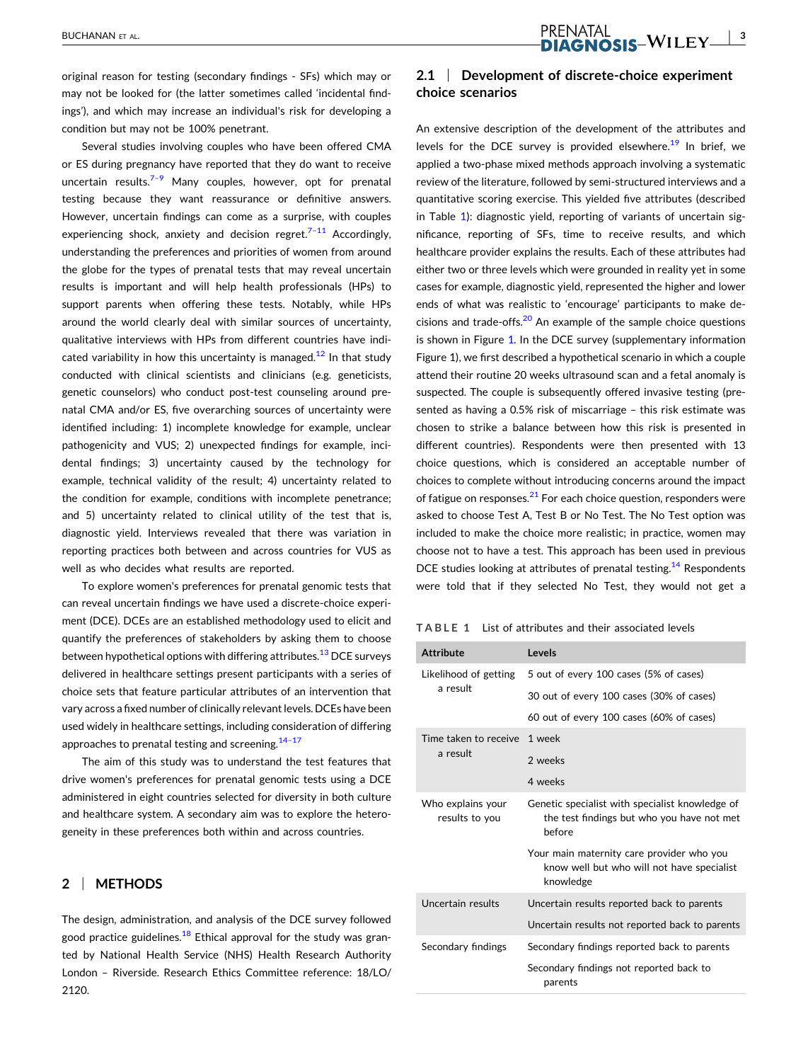original reason for testing (secondary findings - SFs) which may or may not be looked for (the latter sometimes called 'incidental findings'), and which may increase an individual's risk for developing a condition but may not be 100% penetrant.

Several studies involving couples who have been offered CMA or ES during pregnancy have reported that they do want to receive uncertain results.[7–9] Many couples, however, opt for prenatal testing because they want reassurance or definitive answers. However, uncertain findings can come as a surprise, with couples experiencing shock, anxiety and decision regret.[7–11] Accordingly, understanding the preferences and priorities of women from around the globe for the types of prenatal tests that may reveal uncertain results is important and will help health professionals (HPs) to support parents when offering these tests. Notably, while HPs around the world clearly deal with similar sources of uncertainty, qualitative interviews with HPs from different countries have indicated variability in how this uncertainty is managed.[12] In that study conducted with clinical scientists and clinicians (e.g. geneticists, genetic counselors) who conduct post-test counseling around prenatal CMA and/or ES, five overarching sources of uncertainty were identified including: 1) incomplete knowledge for example, unclear pathogenicity and VUS; 2) unexpected findings for example, incidental findings; 3) uncertainty caused by the technology for example, technical validity of the result; 4) uncertainty related to the condition for example, conditions with incomplete penetrance; and 5) uncertainty related to clinical utility of the test that is, diagnostic yield. Interviews revealed that there was variation in reporting practices both between and across countries for VUS as well as who decides what results are reported.

To explore women's preferences for prenatal genomic tests that can reveal uncertain findings we have used a discrete-choice experiment (DCE). DCEs are an established methodology used to elicit and quantify the preferences of stakeholders by asking them to choose between hypothetical options with differing attributes.[13] DCE surveys delivered in healthcare settings present participants with a series of choice sets that feature particular attributes of an intervention that vary across a fixed number of clinically relevant levels. DCEs have been used widely in healthcare settings, including consideration of differing approaches to prenatal testing and screening.[14–17]

The aim of this study was to understand the test features that drive women's preferences for prenatal genomic tests using a DCE administered in eight countries selected for diversity in both culture and healthcare system. A secondary aim was to explore the heterogeneity in these preferences both within and across countries.

## 2 | METHODS

The design, administration, and analysis of the DCE survey followed good practice guidelines.[18] Ethical approval for the study was granted by National Health Service (NHS) Health Research Authority London – Riverside. Research Ethics Committee reference: 18/LO/2120.

### 2.1 | Development of discrete-choice experiment choice scenarios

An extensive description of the development of the attributes and levels for the DCE survey is provided elsewhere.[19] In brief, we applied a two-phase mixed methods approach involving a systematic review of the literature, followed by semi-structured interviews and a quantitative scoring exercise. This yielded five attributes (described in Table 1): diagnostic yield, reporting of variants of uncertain significance, reporting of SFs, time to receive results, and which healthcare provider explains the results. Each of these attributes had either two or three levels which were grounded in reality yet in some cases for example, diagnostic yield, represented the higher and lower ends of what was realistic to 'encourage' participants to make decisions and trade-offs.[20] An example of the sample choice questions is shown in Figure 1. In the DCE survey (supplementary information Figure 1), we first described a hypothetical scenario in which a couple attend their routine 20 weeks ultrasound scan and a fetal anomaly is suspected. The couple is subsequently offered invasive testing (presented as having a 0.5% risk of miscarriage – this risk estimate was chosen to strike a balance between how this risk is presented in different countries). Respondents were then presented with 13 choice questions, which is considered an acceptable number of choices to complete without introducing concerns around the impact of fatigue on responses.[21] For each choice question, responders were asked to choose Test A, Test B or No Test. The No Test option was included to make the choice more realistic; in practice, women may choose not to have a test. This approach has been used in previous DCE studies looking at attributes of prenatal testing.[14] Respondents were told that if they selected No Test, they would not get a

**TABLE 1** List of attributes and their associated levels

| Attribute | Levels |
|---|---|
| Likelihood of getting a result | 5 out of every 100 cases (5% of cases) |
| | 30 out of every 100 cases (30% of cases) |
| | 60 out of every 100 cases (60% of cases) |
| Time taken to receive a result | 1 week |
| | 2 weeks |
| | 4 weeks |
| Who explains your results to you | Genetic specialist with specialist knowledge of the test findings but who you have not met before |
| | Your main maternity care provider who you know well but who will not have specialist knowledge |
| Uncertain results | Uncertain results reported back to parents |
| | Uncertain results not reported back to parents |
| Secondary findings | Secondary findings reported back to parents |
| | Secondary findings not reported back to parents |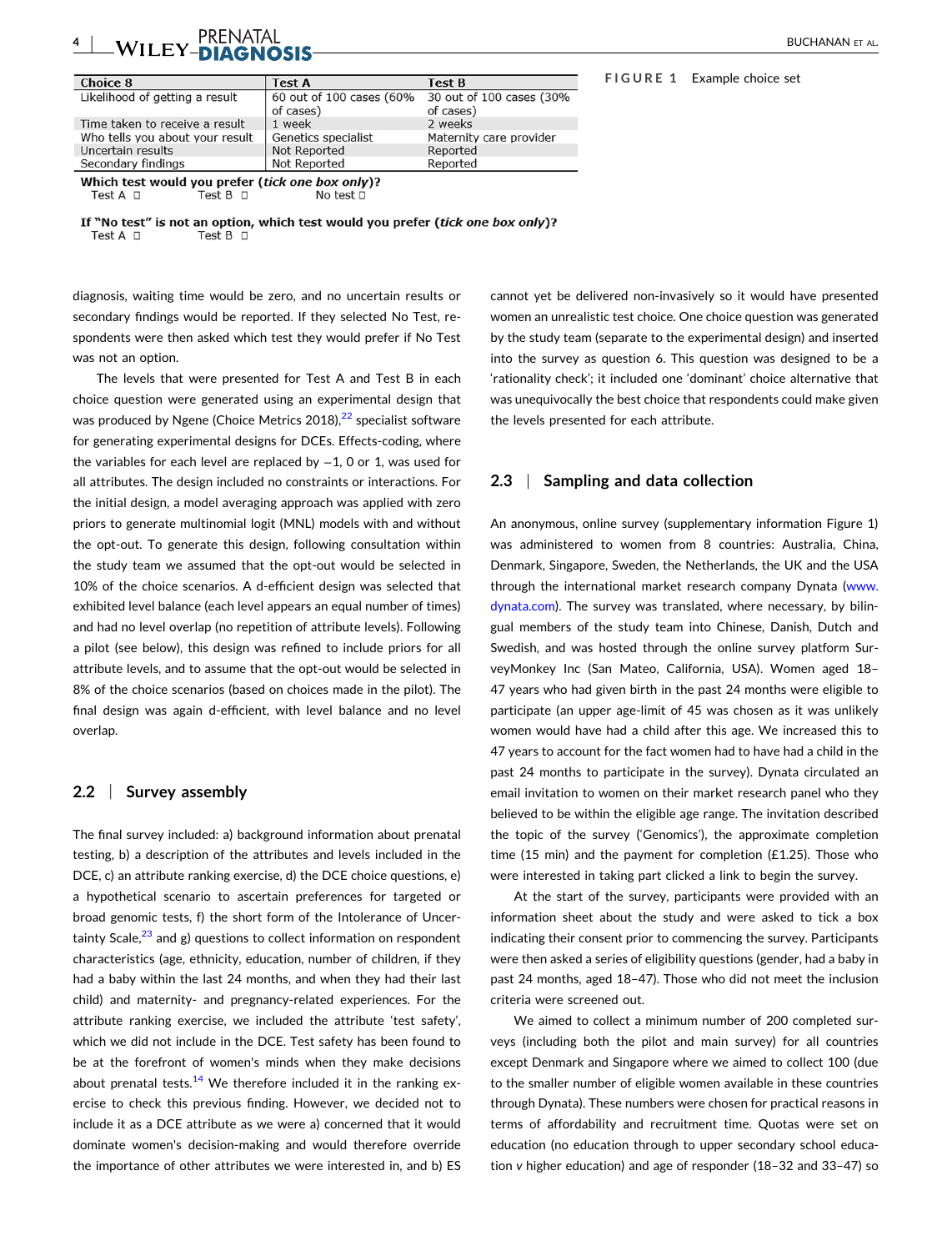| Choice 8 | Test A | Test B |
|---|---|---|
| Likelihood of getting a result | 60 out of 100 cases (60% of cases) | 30 out of 100 cases (30% of cases) |
| Time taken to receive a result | 1 week | 2 weeks |
| Who tells you about your result | Genetics specialist | Maternity care provider |
| Uncertain results | Not Reported | Reported |
| Secondary findings | Not Reported | Reported |

**Which test would you prefer (*tick one box only*)?**
Test A ☐ Test B ☐ No test ☐

**If "No test" is not an option, which test would you prefer (*tick one box only*)?**
Test A ☐ Test B ☐

FIGURE 1 Example choice set

diagnosis, waiting time would be zero, and no uncertain results or secondary findings would be reported. If they selected No Test, respondents were then asked which test they would prefer if No Test was not an option.

The levels that were presented for Test A and Test B in each choice question were generated using an experimental design that was produced by Ngene (Choice Metrics 2018),[22] specialist software for generating experimental designs for DCEs. Effects-coding, where the variables for each level are replaced by −1, 0 or 1, was used for all attributes. The design included no constraints or interactions. For the initial design, a model averaging approach was applied with zero priors to generate multinomial logit (MNL) models with and without the opt-out. To generate this design, following consultation within the study team we assumed that the opt-out would be selected in 10% of the choice scenarios. A d-efficient design was selected that exhibited level balance (each level appears an equal number of times) and had no level overlap (no repetition of attribute levels). Following a pilot (see below), this design was refined to include priors for all attribute levels, and to assume that the opt-out would be selected in 8% of the choice scenarios (based on choices made in the pilot). The final design was again d-efficient, with level balance and no level overlap.

## 2.2 | Survey assembly

The final survey included: a) background information about prenatal testing, b) a description of the attributes and levels included in the DCE, c) an attribute ranking exercise, d) the DCE choice questions, e) a hypothetical scenario to ascertain preferences for targeted or broad genomic tests, f) the short form of the Intolerance of Uncertainty Scale,[23] and g) questions to collect information on respondent characteristics (age, ethnicity, education, number of children, if they had a baby within the last 24 months, and when they had their last child) and maternity- and pregnancy-related experiences. For the attribute ranking exercise, we included the attribute 'test safety', which we did not include in the DCE. Test safety has been found to be at the forefront of women's minds when they make decisions about prenatal tests.[14] We therefore included it in the ranking exercise to check this previous finding. However, we decided not to include it as a DCE attribute as we were a) concerned that it would dominate women's decision-making and would therefore override the importance of other attributes we were interested in, and b) ES cannot yet be delivered non-invasively so it would have presented women an unrealistic test choice. One choice question was generated by the study team (separate to the experimental design) and inserted into the survey as question 6. This question was designed to be a 'rationality check'; it included one 'dominant' choice alternative that was unequivocally the best choice that respondents could make given the levels presented for each attribute.

## 2.3 | Sampling and data collection

An anonymous, online survey (supplementary information Figure 1) was administered to women from 8 countries: Australia, China, Denmark, Singapore, Sweden, the Netherlands, the UK and the USA through the international market research company Dynata (www.dynata.com). The survey was translated, where necessary, by bilingual members of the study team into Chinese, Danish, Dutch and Swedish, and was hosted through the online survey platform SurveyMonkey Inc (San Mateo, California, USA). Women aged 18–47 years who had given birth in the past 24 months were eligible to participate (an upper age-limit of 45 was chosen as it was unlikely women would have had a child after this age. We increased this to 47 years to account for the fact women had to have had a child in the past 24 months to participate in the survey). Dynata circulated an email invitation to women on their market research panel who they believed to be within the eligible age range. The invitation described the topic of the survey ('Genomics'), the approximate completion time (15 min) and the payment for completion (£1.25). Those who were interested in taking part clicked a link to begin the survey.

At the start of the survey, participants were provided with an information sheet about the study and were asked to tick a box indicating their consent prior to commencing the survey. Participants were then asked a series of eligibility questions (gender, had a baby in past 24 months, aged 18–47). Those who did not meet the inclusion criteria were screened out.

We aimed to collect a minimum number of 200 completed surveys (including both the pilot and main survey) for all countries except Denmark and Singapore where we aimed to collect 100 (due to the smaller number of eligible women available in these countries through Dynata). These numbers were chosen for practical reasons in terms of affordability and recruitment time. Quotas were set on education (no education through to upper secondary school education *v* higher education) and age of responder (18–32 and 33–47) so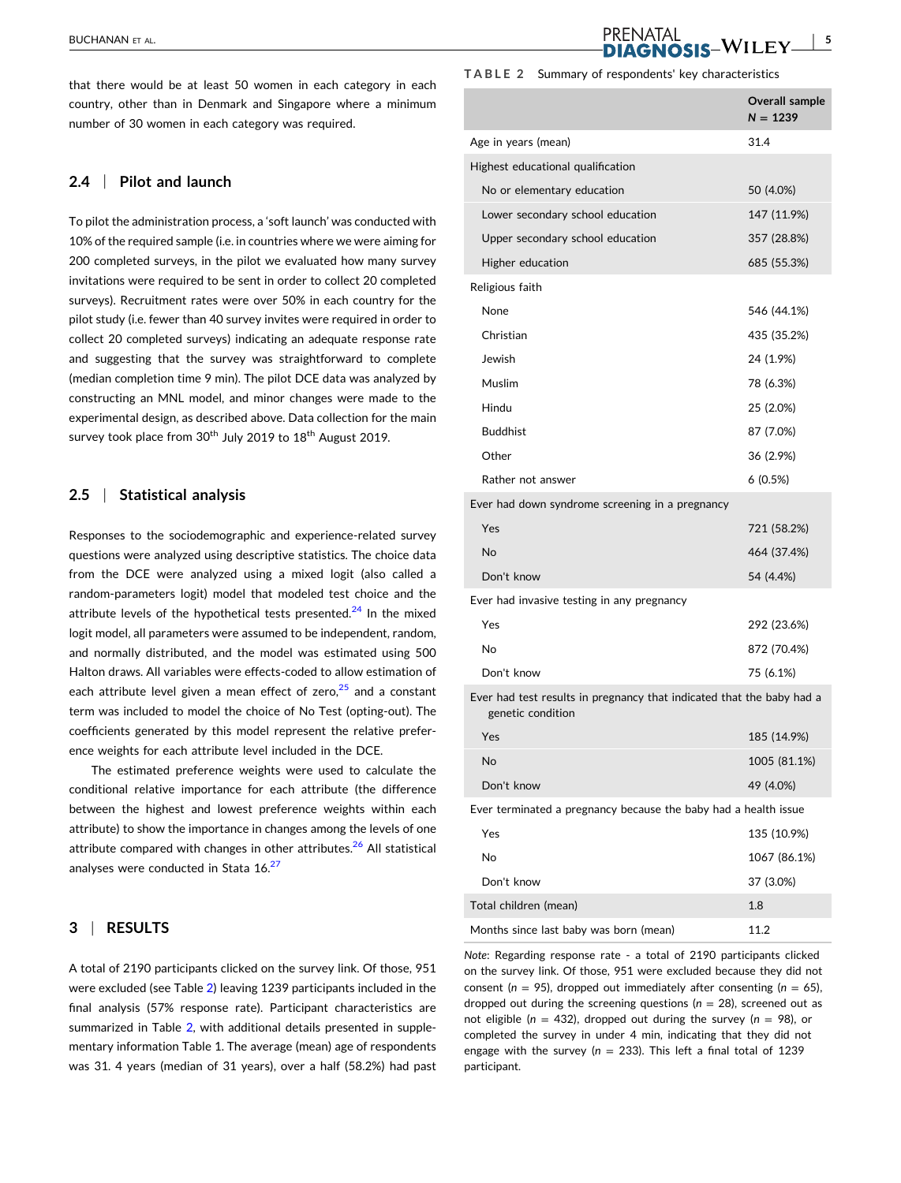that there would be at least 50 women in each category in each country, other than in Denmark and Singapore where a minimum number of 30 women in each category was required.

### 2.4 | Pilot and launch

To pilot the administration process, a 'soft launch' was conducted with 10% of the required sample (i.e. in countries where we were aiming for 200 completed surveys, in the pilot we evaluated how many survey invitations were required to be sent in order to collect 20 completed surveys). Recruitment rates were over 50% in each country for the pilot study (i.e. fewer than 40 survey invites were required in order to collect 20 completed surveys) indicating an adequate response rate and suggesting that the survey was straightforward to complete (median completion time 9 min). The pilot DCE data was analyzed by constructing an MNL model, and minor changes were made to the experimental design, as described above. Data collection for the main survey took place from 30th July 2019 to 18th August 2019.

### 2.5 | Statistical analysis

Responses to the sociodemographic and experience-related survey questions were analyzed using descriptive statistics. The choice data from the DCE were analyzed using a mixed logit (also called a random-parameters logit) model that modeled test choice and the attribute levels of the hypothetical tests presented.[24] In the mixed logit model, all parameters were assumed to be independent, random, and normally distributed, and the model was estimated using 500 Halton draws. All variables were effects-coded to allow estimation of each attribute level given a mean effect of zero,[25] and a constant term was included to model the choice of No Test (opting-out). The coefficients generated by this model represent the relative preference weights for each attribute level included in the DCE.

The estimated preference weights were used to calculate the conditional relative importance for each attribute (the difference between the highest and lowest preference weights within each attribute) to show the importance in changes among the levels of one attribute compared with changes in other attributes.[26] All statistical analyses were conducted in Stata 16.[27]

## 3 | RESULTS

A total of 2190 participants clicked on the survey link. Of those, 951 were excluded (see Table 2) leaving 1239 participants included in the final analysis (57% response rate). Participant characteristics are summarized in Table 2, with additional details presented in supplementary information Table 1. The average (mean) age of respondents was 31. 4 years (median of 31 years), over a half (58.2%) had past

**TABLE 2** Summary of respondents' key characteristics

| | Overall sample $N = 1239$ |
|---|---|
| Age in years (mean) | 31.4 |
| Highest educational qualification | |
| No or elementary education | 50 (4.0%) |
| Lower secondary school education | 147 (11.9%) |
| Upper secondary school education | 357 (28.8%) |
| Higher education | 685 (55.3%) |
| Religious faith | |
| None | 546 (44.1%) |
| Christian | 435 (35.2%) |
| Jewish | 24 (1.9%) |
| Muslim | 78 (6.3%) |
| Hindu | 25 (2.0%) |
| Buddhist | 87 (7.0%) |
| Other | 36 (2.9%) |
| Rather not answer | 6 (0.5%) |
| Ever had down syndrome screening in a pregnancy | |
| Yes | 721 (58.2%) |
| No | 464 (37.4%) |
| Don't know | 54 (4.4%) |
| Ever had invasive testing in any pregnancy | |
| Yes | 292 (23.6%) |
| No | 872 (70.4%) |
| Don't know | 75 (6.1%) |
| Ever had test results in pregnancy that indicated that the baby had a genetic condition | |
| Yes | 185 (14.9%) |
| No | 1005 (81.1%) |
| Don't know | 49 (4.0%) |
| Ever terminated a pregnancy because the baby had a health issue | |
| Yes | 135 (10.9%) |
| No | 1067 (86.1%) |
| Don't know | 37 (3.0%) |
| Total children (mean) | 1.8 |
| Months since last baby was born (mean) | 11.2 |

*Note*: Regarding response rate - a total of 2190 participants clicked on the survey link. Of those, 951 were excluded because they did not consent ($n = 95$), dropped out immediately after consenting ($n = 65$), dropped out during the screening questions ($n = 28$), screened out as not eligible ($n = 432$), dropped out during the survey ($n = 98$), or completed the survey in under 4 min, indicating that they did not engage with the survey ($n = 233$). This left a final total of 1239 participant.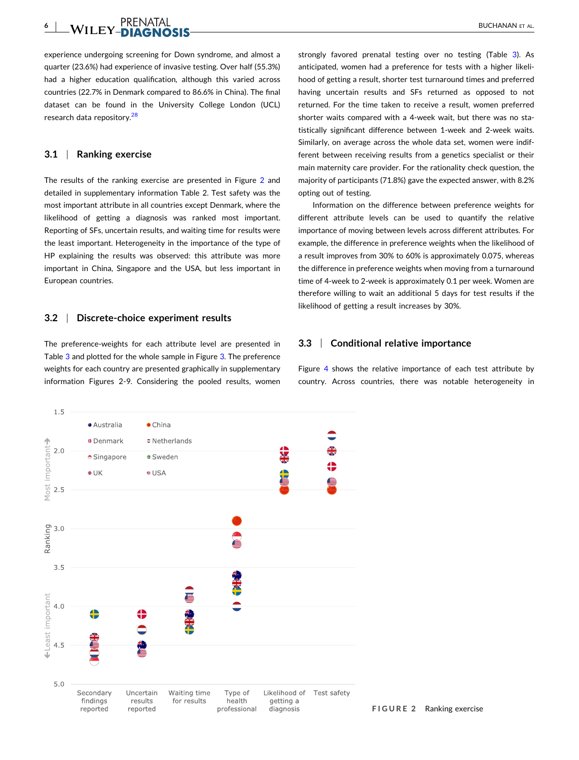experience undergoing screening for Down syndrome, and almost a quarter (23.6%) had experience of invasive testing. Over half (55.3%) had a higher education qualification, although this varied across countries (22.7% in Denmark compared to 86.6% in China). The final dataset can be found in the University College London (UCL) research data repository.[28]

### 3.1 | Ranking exercise

The results of the ranking exercise are presented in Figure 2 and detailed in supplementary information Table 2. Test safety was the most important attribute in all countries except Denmark, where the likelihood of getting a diagnosis was ranked most important. Reporting of SFs, uncertain results, and waiting time for results were the least important. Heterogeneity in the importance of the type of HP explaining the results was observed: this attribute was more important in China, Singapore and the USA, but less important in European countries.

### 3.2 | Discrete-choice experiment results

The preference-weights for each attribute level are presented in Table 3 and plotted for the whole sample in Figure 3. The preference weights for each country are presented graphically in supplementary information Figures 2-9. Considering the pooled results, women strongly favored prenatal testing over no testing (Table 3). As anticipated, women had a preference for tests with a higher likelihood of getting a result, shorter test turnaround times and preferred having uncertain results and SFs returned as opposed to not returned. For the time taken to receive a result, women preferred shorter waits compared with a 4-week wait, but there was no statistically significant difference between 1-week and 2-week waits. Similarly, on average across the whole data set, women were indifferent between receiving results from a genetics specialist or their main maternity care provider. For the rationality check question, the majority of participants (71.8%) gave the expected answer, with 8.2% opting out of testing.

Information on the difference between preference weights for different attribute levels can be used to quantify the relative importance of moving between levels across different attributes. For example, the difference in preference weights when the likelihood of a result improves from 30% to 60% is approximately 0.075, whereas the difference in preference weights when moving from a turnaround time of 4-week to 2-week is approximately 0.1 per week. Women are therefore willing to wait an additional 5 days for test results if the likelihood of getting a result increases by 30%.

### 3.3 | Conditional relative importance

Figure 4 shows the relative importance of each test attribute by country. Across countries, there was notable heterogeneity in

FIGURE 2 Ranking exercise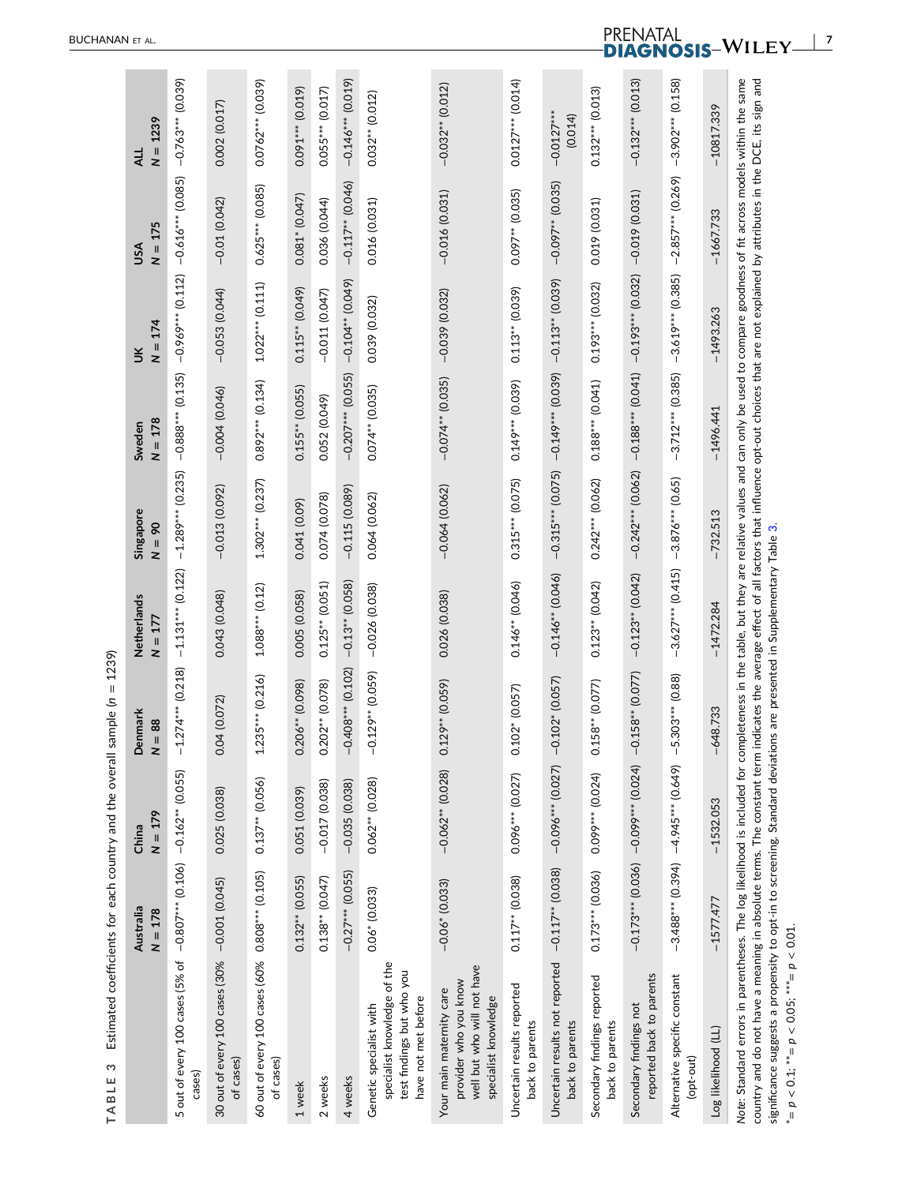**TABLE 3** Estimated coefficients for each country and the overall sample (n = 1239)

| | Australia N = 178 | China N = 179 | Denmark N = 88 | Netherlands N = 177 | Singapore N = 90 | Sweden N = 178 | UK N = 174 | USA N = 175 | ALL N = 1239 |
|---|---|---|---|---|---|---|---|---|---|
| 5 out of every 100 cases (5% of cases) | −0.807*** (0.106) | −0.162** (0.055) | −1.274*** (0.218) | −1.131*** (0.122) | −1.289*** (0.235) | −0.888*** (0.135) | −0.969*** (0.112) | −0.616*** (0.085) | −0.763*** (0.039) |
| 30 out of every 100 cases (30% of cases) | −0.001 (0.045) | 0.025 (0.038) | 0.04 (0.072) | 0.043 (0.048) | −0.013 (0.092) | −0.004 (0.046) | −0.053 (0.044) | −0.01 (0.042) | 0.002 (0.017) |
| 60 out of every 100 cases (60% of cases) | 0.808*** (0.105) | 0.137** (0.056) | 1.235*** (0.216) | 1.088*** (0.12) | 1.302*** (0.237) | 0.892*** (0.134) | 1.022*** (0.111) | 0.625*** (0.085) | 0.0762*** (0.039) |
| 1 week | 0.132** (0.055) | 0.051 (0.039) | 0.206** (0.098) | 0.005 (0.058) | 0.041 (0.09) | 0.155** (0.055) | 0.115** (0.049) | 0.081* (0.047) | 0.091*** (0.019) |
| 2 weeks | 0.138** (0.047) | −0.017 (0.038) | 0.202** (0.078) | 0.125** (0.051) | 0.074 (0.078) | 0.052 (0.049) | −0.011 (0.047) | 0.036 (0.044) | 0.055*** (0.017) |
| 4 weeks | −0.27** (0.055) | −0.035 (0.038) | −0.408*** (0.102) | −0.13** (0.058) | −0.115 (0.089) | −0.207*** (0.055) | −0.104** (0.049) | −0.117** (0.046) | −0.146*** (0.019) |
| Genetic specialist with specialist knowledge of the test findings but who you have not met before | 0.06* (0.033) | 0.062** (0.028) | −0.129** (0.059) | −0.026 (0.038) | 0.064 (0.062) | 0.074** (0.035) | 0.039 (0.032) | 0.016 (0.031) | 0.032** (0.012) |
| Your main maternity care provider who you know well but who will not have specialist knowledge | −0.06* (0.033) | −0.062** (0.028) | 0.129** (0.059) | 0.026 (0.038) | −0.064 (0.062) | −0.074** (0.035) | −0.039 (0.032) | −0.016 (0.031) | −0.032** (0.012) |
| Uncertain results reported back to parents | 0.117** (0.038) | 0.096*** (0.027) | 0.102* (0.057) | 0.146** (0.046) | 0.315*** (0.075) | 0.149*** (0.039) | 0.113** (0.039) | 0.097** (0.035) | 0.0127*** (0.014) |
| Uncertain results not reported back to parents | −0.117** (0.038) | −0.096*** (0.027) | −0.102* (0.057) | −0.146** (0.046) | −0.315*** (0.075) | −0.149*** (0.039) | −0.113** (0.039) | −0.097** (0.035) | −0.0127*** (0.014) |
| Secondary findings reported back to parents | 0.173*** (0.036) | 0.099*** (0.024) | 0.158** (0.077) | 0.123** (0.042) | 0.242*** (0.062) | 0.188*** (0.041) | 0.193*** (0.032) | 0.019 (0.031) | 0.132*** (0.013) |
| Secondary findings not reported back to parents | −0.173*** (0.036) | −0.099*** (0.024) | −0.158** (0.077) | −0.123** (0.042) | −0.242*** (0.062) | −0.188*** (0.041) | −0.193*** (0.032) | −0.019 (0.031) | −0.132*** (0.013) |
| Alternative specific constant (opt-out) | −3.488*** (0.394) | −4.945*** (0.649) | −5.303*** (0.88) | −3.627*** (0.415) | −3.876*** (0.65) | −3.712*** (0.385) | −3.619*** (0.385) | −2.857*** (0.269) | −3.902*** (0.158) |
| Log likelihood (LL) | −1577.477 | −1532.053 | −648.733 | −1472.284 | −732.513 | −1496.441 | −1493.263 | −1667.733 | −10817.339 |

*Note*: Standard errors in parentheses. The log likelihood is included for completeness in the table, but they are relative values and can only be used to compare goodness of fit across models within the same country and do not have a meaning in absolute terms. The constant term indicates the average effect of all factors that influence opt-out choices that are not explained by attributes in the DCE, its sign and significance suggests a propensity to opt-in to screening. Standard deviations are presented in Supplementary Table 3.

*= $p < 0.1$; **= $p < 0.05$; ***= $p < 0.01$.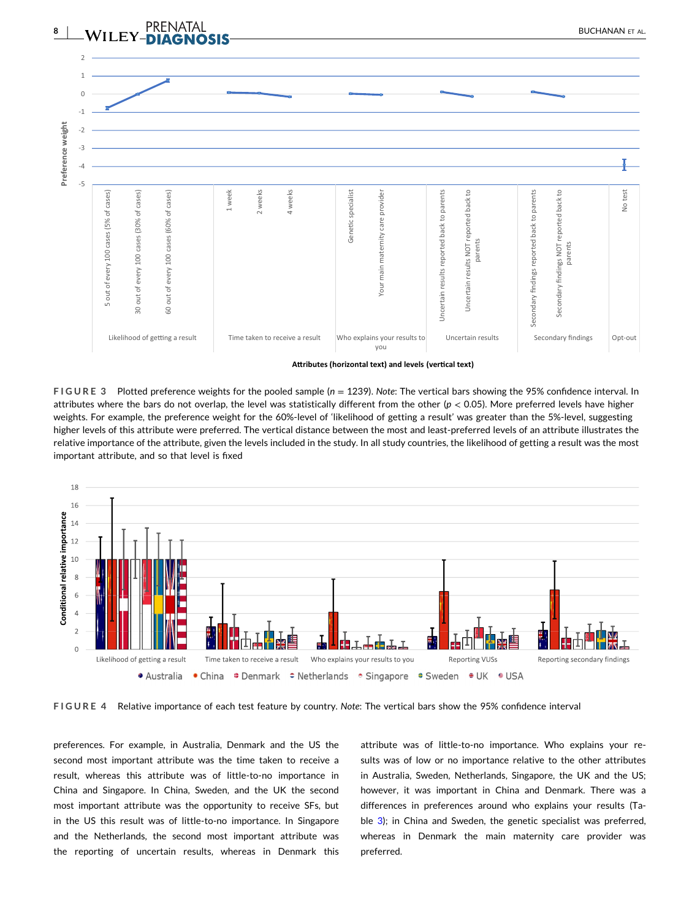**FIGURE 3** Plotted preference weights for the pooled sample ($n$ = 1239). *Note*: The vertical bars showing the 95% confidence interval. In attributes where the bars do not overlap, the level was statistically different from the other ($p$ < 0.05). More preferred levels have higher weights. For example, the preference weight for the 60%-level of 'likelihood of getting a result' was greater than the 5%-level, suggesting higher levels of this attribute were preferred. The vertical distance between the most and least-preferred levels of an attribute illustrates the relative importance of the attribute, given the levels included in the study. In all study countries, the likelihood of getting a result was the most important attribute, and so that level is fixed

**FIGURE 4** Relative importance of each test feature by country. *Note*: The vertical bars show the 95% confidence interval

preferences. For example, in Australia, Denmark and the US the second most important attribute was the time taken to receive a result, whereas this attribute was of little-to-no importance in China and Singapore. In China, Sweden, and the UK the second most important attribute was the opportunity to receive SFs, but in the US this result was of little-to-no importance. In Singapore and the Netherlands, the second most important attribute was the reporting of uncertain results, whereas in Denmark this attribute was of little-to-no importance. Who explains your results was of low or no importance relative to the other attributes in Australia, Sweden, Netherlands, Singapore, the UK and the US; however, it was important in China and Denmark. There was a differences in preferences around who explains your results (Table 3); in China and Sweden, the genetic specialist was preferred, whereas in Denmark the main maternity care provider was preferred.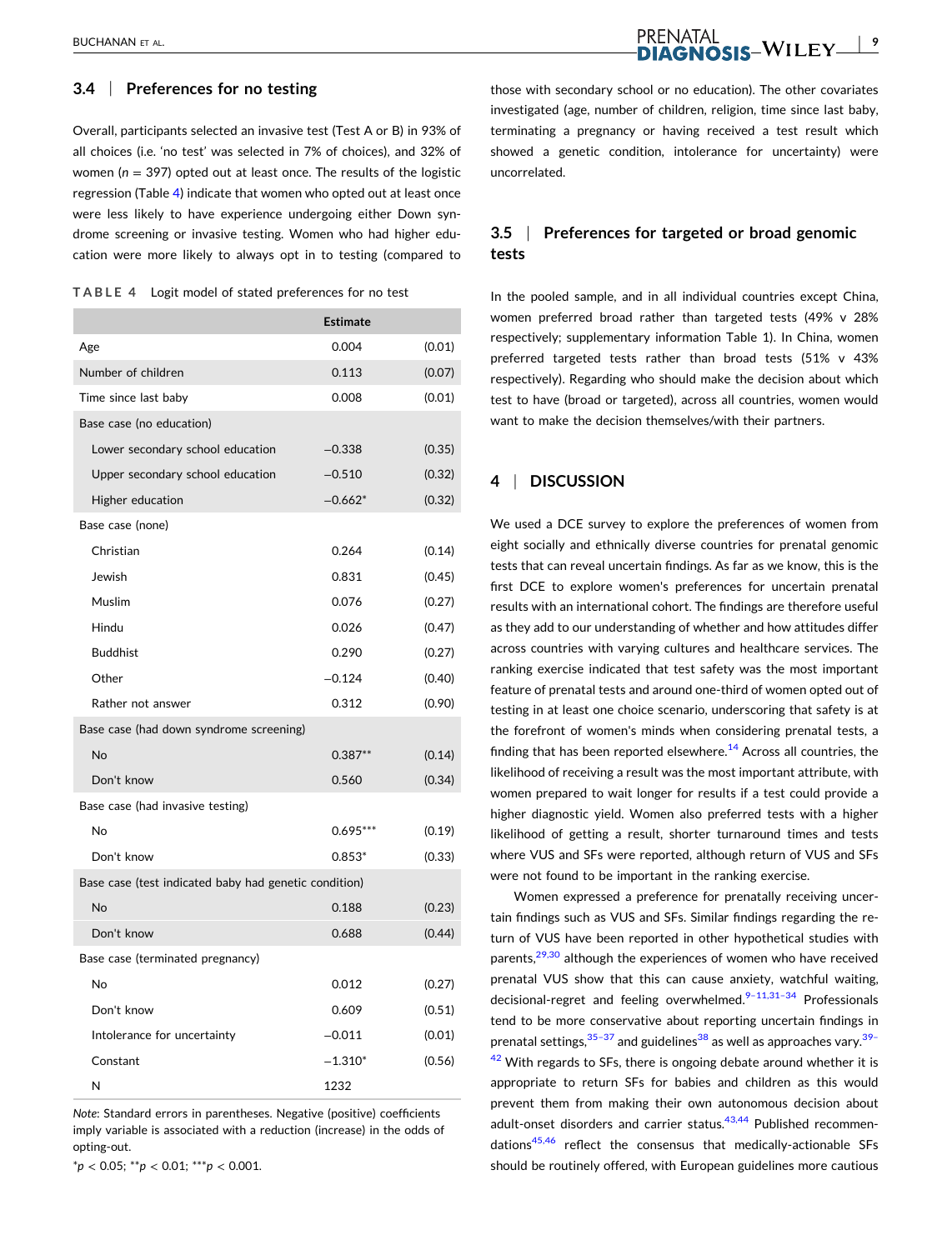### 3.4 | Preferences for no testing

Overall, participants selected an invasive test (Test A or B) in 93% of all choices (i.e. 'no test' was selected in 7% of choices), and 32% of women ($n$ = 397) opted out at least once. The results of the logistic regression (Table 4) indicate that women who opted out at least once were less likely to have experience undergoing either Down syndrome screening or invasive testing. Women who had higher education were more likely to always opt in to testing (compared to those with secondary school or no education). The other covariates investigated (age, number of children, religion, time since last baby, terminating a pregnancy or having received a test result which showed a genetic condition, intolerance for uncertainty) were uncorrelated.

**TABLE 4** Logit model of stated preferences for no test

| | Estimate | |
|---|---|---|
| Age | 0.004 | (0.01) |
| Number of children | 0.113 | (0.07) |
| Time since last baby | 0.008 | (0.01) |
| Base case (no education) | | |
| Lower secondary school education | −0.338 | (0.35) |
| Upper secondary school education | −0.510 | (0.32) |
| Higher education | −0.662* | (0.32) |
| Base case (none) | | |
| Christian | 0.264 | (0.14) |
| Jewish | 0.831 | (0.45) |
| Muslim | 0.076 | (0.27) |
| Hindu | 0.026 | (0.47) |
| Buddhist | 0.290 | (0.27) |
| Other | −0.124 | (0.40) |
| Rather not answer | 0.312 | (0.90) |
| Base case (had down syndrome screening) | | |
| No | 0.387** | (0.14) |
| Don't know | 0.560 | (0.34) |
| Base case (had invasive testing) | | |
| No | 0.695*** | (0.19) |
| Don't know | 0.853* | (0.33) |
| Base case (test indicated baby had genetic condition) | | |
| No | 0.188 | (0.23) |
| Don't know | 0.688 | (0.44) |
| Base case (terminated pregnancy) | | |
| No | 0.012 | (0.27) |
| Don't know | 0.609 | (0.51) |
| Intolerance for uncertainty | −0.011 | (0.01) |
| Constant | −1.310* | (0.56) |
| N | 1232 | |

*Note*: Standard errors in parentheses. Negative (positive) coefficients imply variable is associated with a reduction (increase) in the odds of opting-out.

*$p < 0.05$; **$p < 0.01$; ***$p < 0.001$.

### 3.5 | Preferences for targeted or broad genomic tests

In the pooled sample, and in all individual countries except China, women preferred broad rather than targeted tests (49% v 28% respectively; supplementary information Table 1). In China, women preferred targeted tests rather than broad tests (51% v 43% respectively). Regarding who should make the decision about which test to have (broad or targeted), across all countries, women would want to make the decision themselves/with their partners.

## 4 | DISCUSSION

We used a DCE survey to explore the preferences of women from eight socially and ethnically diverse countries for prenatal genomic tests that can reveal uncertain findings. As far as we know, this is the first DCE to explore women's preferences for uncertain prenatal results with an international cohort. The findings are therefore useful as they add to our understanding of whether and how attitudes differ across countries with varying cultures and healthcare services. The ranking exercise indicated that test safety was the most important feature of prenatal tests and around one-third of women opted out of testing in at least one choice scenario, underscoring that safety is at the forefront of women's minds when considering prenatal tests, a finding that has been reported elsewhere.[14] Across all countries, the likelihood of receiving a result was the most important attribute, with women prepared to wait longer for results if a test could provide a higher diagnostic yield. Women also preferred tests with a higher likelihood of getting a result, shorter turnaround times and tests where VUS and SFs were reported, although return of VUS and SFs were not found to be important in the ranking exercise.

Women expressed a preference for prenatally receiving uncertain findings such as VUS and SFs. Similar findings regarding the return of VUS have been reported in other hypothetical studies with parents,[29,30] although the experiences of women who have received prenatal VUS show that this can cause anxiety, watchful waiting, decisional-regret and feeling overwhelmed.[9–11,31–34] Professionals tend to be more conservative about reporting uncertain findings in prenatal settings,[35–37] and guidelines[38] as well as approaches vary.[39–42] With regards to SFs, there is ongoing debate around whether it is appropriate to return SFs for babies and children as this would prevent them from making their own autonomous decision about adult-onset disorders and carrier status.[43,44] Published recommendations[45,46] reflect the consensus that medically-actionable SFs should be routinely offered, with European guidelines more cautious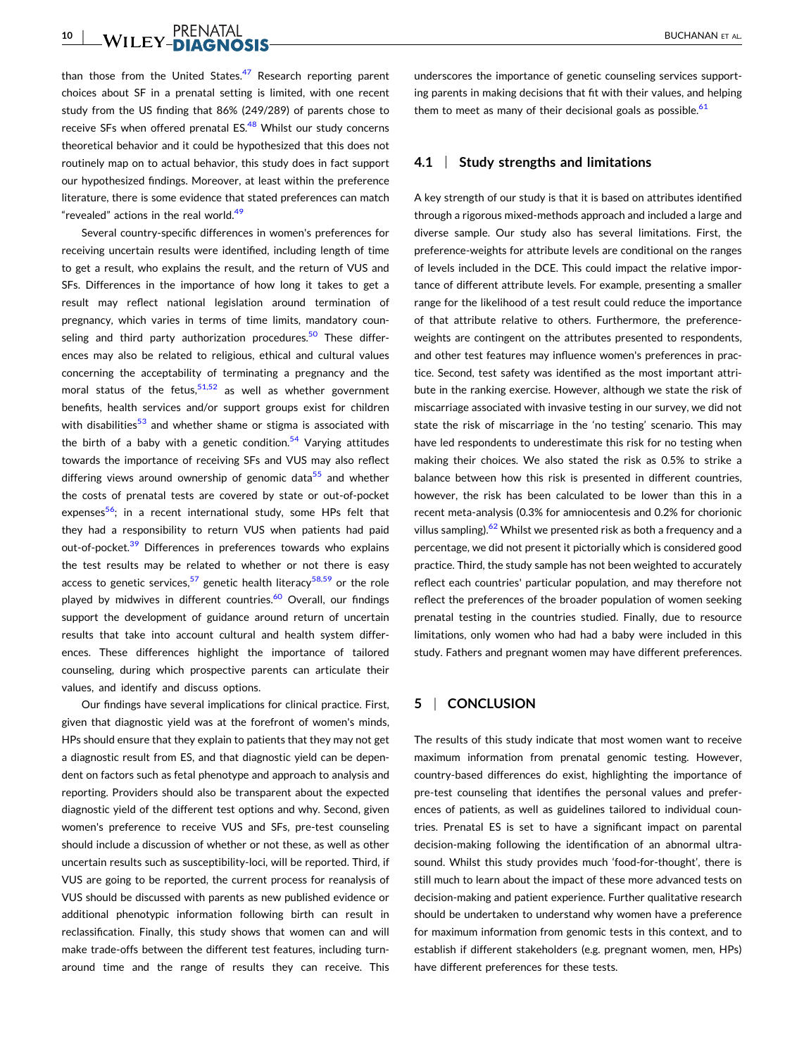than those from the United States.[47] Research reporting parent choices about SF in a prenatal setting is limited, with one recent study from the US finding that 86% (249/289) of parents chose to receive SFs when offered prenatal ES.[48] Whilst our study concerns theoretical behavior and it could be hypothesized that this does not routinely map on to actual behavior, this study does in fact support our hypothesized findings. Moreover, at least within the preference literature, there is some evidence that stated preferences can match "revealed" actions in the real world.[49]

Several country-specific differences in women's preferences for receiving uncertain results were identified, including length of time to get a result, who explains the result, and the return of VUS and SFs. Differences in the importance of how long it takes to get a result may reflect national legislation around termination of pregnancy, which varies in terms of time limits, mandatory counseling and third party authorization procedures.[50] These differences may also be related to religious, ethical and cultural values concerning the acceptability of terminating a pregnancy and the moral status of the fetus,[51,52] as well as whether government benefits, health services and/or support groups exist for children with disabilities[53] and whether shame or stigma is associated with the birth of a baby with a genetic condition.[54] Varying attitudes towards the importance of receiving SFs and VUS may also reflect differing views around ownership of genomic data[55] and whether the costs of prenatal tests are covered by state or out-of-pocket expenses[56]; in a recent international study, some HPs felt that they had a responsibility to return VUS when patients had paid out-of-pocket.[39] Differences in preferences towards who explains the test results may be related to whether or not there is easy access to genetic services,[57] genetic health literacy[58,59] or the role played by midwives in different countries.[60] Overall, our findings support the development of guidance around return of uncertain results that take into account cultural and health system differences. These differences highlight the importance of tailored counseling, during which prospective parents can articulate their values, and identify and discuss options.

Our findings have several implications for clinical practice. First, given that diagnostic yield was at the forefront of women's minds, HPs should ensure that they explain to patients that they may not get a diagnostic result from ES, and that diagnostic yield can be dependent on factors such as fetal phenotype and approach to analysis and reporting. Providers should also be transparent about the expected diagnostic yield of the different test options and why. Second, given women's preference to receive VUS and SFs, pre-test counseling should include a discussion of whether or not these, as well as other uncertain results such as susceptibility-loci, will be reported. Third, if VUS are going to be reported, the current process for reanalysis of VUS should be discussed with parents as new published evidence or additional phenotypic information following birth can result in reclassification. Finally, this study shows that women can and will make trade-offs between the different test features, including turn-around time and the range of results they can receive. This underscores the importance of genetic counseling services supporting parents in making decisions that fit with their values, and helping them to meet as many of their decisional goals as possible.[61]

### 4.1 | Study strengths and limitations

A key strength of our study is that it is based on attributes identified through a rigorous mixed-methods approach and included a large and diverse sample. Our study also has several limitations. First, the preference-weights for attribute levels are conditional on the ranges of levels included in the DCE. This could impact the relative importance of different attribute levels. For example, presenting a smaller range for the likelihood of a test result could reduce the importance of that attribute relative to others. Furthermore, the preference-weights are contingent on the attributes presented to respondents, and other test features may influence women's preferences in practice. Second, test safety was identified as the most important attribute in the ranking exercise. However, although we state the risk of miscarriage associated with invasive testing in our survey, we did not state the risk of miscarriage in the 'no testing' scenario. This may have led respondents to underestimate this risk for no testing when making their choices. We also stated the risk as 0.5% to strike a balance between how this risk is presented in different countries, however, the risk has been calculated to be lower than this in a recent meta-analysis (0.3% for amniocentesis and 0.2% for chorionic villus sampling).[62] Whilst we presented risk as both a frequency and a percentage, we did not present it pictorially which is considered good practice. Third, the study sample has not been weighted to accurately reflect each countries' particular population, and may therefore not reflect the preferences of the broader population of women seeking prenatal testing in the countries studied. Finally, due to resource limitations, only women who had had a baby were included in this study. Fathers and pregnant women may have different preferences.

## 5 | CONCLUSION

The results of this study indicate that most women want to receive maximum information from prenatal genomic testing. However, country-based differences do exist, highlighting the importance of pre-test counseling that identifies the personal values and preferences of patients, as well as guidelines tailored to individual countries. Prenatal ES is set to have a significant impact on parental decision-making following the identification of an abnormal ultrasound. Whilst this study provides much 'food-for-thought', there is still much to learn about the impact of these more advanced tests on decision-making and patient experience. Further qualitative research should be undertaken to understand why women have a preference for maximum information from genomic tests in this context, and to establish if different stakeholders (e.g. pregnant women, men, HPs) have different preferences for these tests.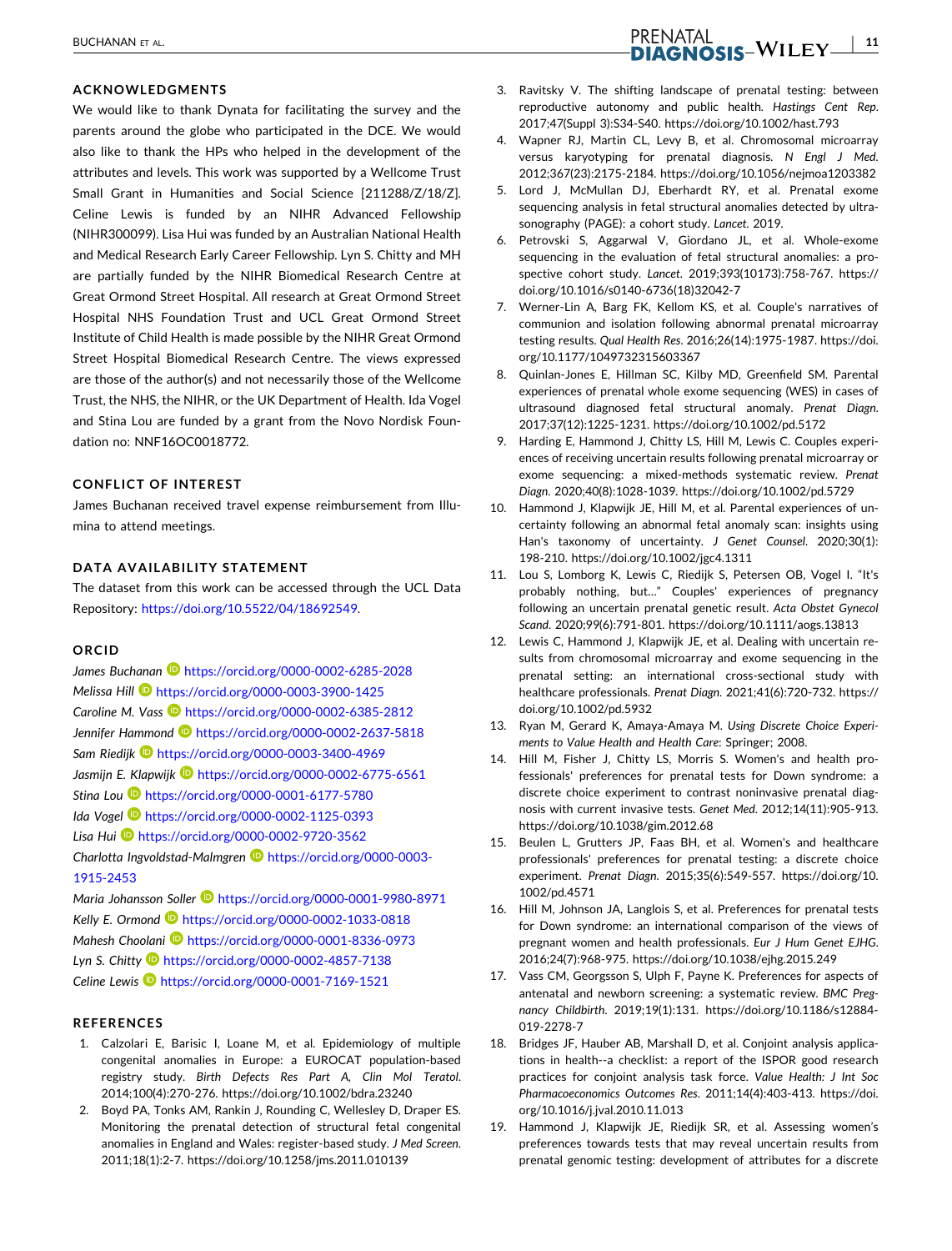## ACKNOWLEDGMENTS

We would like to thank Dynata for facilitating the survey and the parents around the globe who participated in the DCE. We would also like to thank the HPs who helped in the development of the attributes and levels. This work was supported by a Wellcome Trust Small Grant in Humanities and Social Science [211288/Z/18/Z]. Celine Lewis is funded by an NIHR Advanced Fellowship (NIHR300099). Lisa Hui was funded by an Australian National Health and Medical Research Early Career Fellowship. Lyn S. Chitty and MH are partially funded by the NIHR Biomedical Research Centre at Great Ormond Street Hospital. All research at Great Ormond Street Hospital NHS Foundation Trust and UCL Great Ormond Street Institute of Child Health is made possible by the NIHR Great Ormond Street Hospital Biomedical Research Centre. The views expressed are those of the author(s) and not necessarily those of the Wellcome Trust, the NHS, the NIHR, or the UK Department of Health. Ida Vogel and Stina Lou are funded by a grant from the Novo Nordisk Foundation no: NNF16OC0018772.

## CONFLICT OF INTEREST

James Buchanan received travel expense reimbursement from Illumina to attend meetings.

## DATA AVAILABILITY STATEMENT

The dataset from this work can be accessed through the UCL Data Repository: https://doi.org/10.5522/04/18692549.

## ORCID

*James Buchanan* https://orcid.org/0000-0002-6285-2028
*Melissa Hill* https://orcid.org/0000-0003-3900-1425
*Caroline M. Vass* https://orcid.org/0000-0002-6385-2812
*Jennifer Hammond* https://orcid.org/0000-0002-2637-5818
*Sam Riedijk* https://orcid.org/0000-0003-3400-4969
*Jasmijn E. Klapwijk* https://orcid.org/0000-0002-6775-6561
*Stina Lou* https://orcid.org/0000-0001-6177-5780
*Ida Vogel* https://orcid.org/0000-0002-1125-0393
*Lisa Hui* https://orcid.org/0000-0002-9720-3562
*Charlotta Ingvoldstad-Malmgren* https://orcid.org/0000-0003-1915-2453
*Maria Johansson Soller* https://orcid.org/0000-0001-9980-8971
*Kelly E. Ormond* https://orcid.org/0000-0002-1033-0818
*Mahesh Choolani* https://orcid.org/0000-0001-8336-0973
*Lyn S. Chitty* https://orcid.org/0000-0002-4857-7138
*Celine Lewis* https://orcid.org/0000-0001-7169-1521

## REFERENCES

1. Calzolari E, Barisic I, Loane M, et al. Epidemiology of multiple congenital anomalies in Europe: a EUROCAT population-based registry study. *Birth Defects Res Part A, Clin Mol Teratol*. 2014;100(4):270-276. https://doi.org/10.1002/bdra.23240
2. Boyd PA, Tonks AM, Rankin J, Rounding C, Wellesley D, Draper ES. Monitoring the prenatal detection of structural fetal congenital anomalies in England and Wales: register-based study. *J Med Screen*. 2011;18(1):2-7. https://doi.org/10.1258/jms.2011.010139
3. Ravitsky V. The shifting landscape of prenatal testing: between reproductive autonomy and public health. *Hastings Cent Rep*. 2017;47(Suppl 3):S34-S40. https://doi.org/10.1002/hast.793
4. Wapner RJ, Martin CL, Levy B, et al. Chromosomal microarray versus karyotyping for prenatal diagnosis. *N Engl J Med*. 2012;367(23):2175-2184. https://doi.org/10.1056/nejmoa1203382
5. Lord J, McMullan DJ, Eberhardt RY, et al. Prenatal exome sequencing analysis in fetal structural anomalies detected by ultrasonography (PAGE): a cohort study. *Lancet*. 2019.
6. Petrovski S, Aggarwal V, Giordano JL, et al. Whole-exome sequencing in the evaluation of fetal structural anomalies: a prospective cohort study. *Lancet*. 2019;393(10173):758-767. https://doi.org/10.1016/s0140-6736(18)32042-7
7. Werner-Lin A, Barg FK, Kellom KS, et al. Couple's narratives of communion and isolation following abnormal prenatal microarray testing results. *Qual Health Res*. 2016;26(14):1975-1987. https://doi.org/10.1177/1049732315603367
8. Quinlan-Jones E, Hillman SC, Kilby MD, Greenfield SM. Parental experiences of prenatal whole exome sequencing (WES) in cases of ultrasound diagnosed fetal structural anomaly. *Prenat Diagn*. 2017;37(12):1225-1231. https://doi.org/10.1002/pd.5172
9. Harding E, Hammond J, Chitty LS, Hill M, Lewis C. Couples experiences of receiving uncertain results following prenatal microarray or exome sequencing: a mixed-methods systematic review. *Prenat Diagn*. 2020;40(8):1028-1039. https://doi.org/10.1002/pd.5729
10. Hammond J, Klapwijk JE, Hill M, et al. Parental experiences of uncertainty following an abnormal fetal anomaly scan: insights using Han's taxonomy of uncertainty. *J Genet Counsel*. 2020;30(1):198-210. https://doi.org/10.1002/jgc4.1311
11. Lou S, Lomborg K, Lewis C, Riedijk S, Petersen OB, Vogel I. "It's probably nothing, but…" Couples' experiences of pregnancy following an uncertain prenatal genetic result. *Acta Obstet Gynecol Scand*. 2020;99(6):791-801. https://doi.org/10.1111/aogs.13813
12. Lewis C, Hammond J, Klapwijk JE, et al. Dealing with uncertain results from chromosomal microarray and exome sequencing in the prenatal setting: an international cross-sectional study with healthcare professionals. *Prenat Diagn*. 2021;41(6):720-732. https://doi.org/10.1002/pd.5932
13. Ryan M, Gerard K, Amaya-Amaya M. *Using Discrete Choice Experiments to Value Health and Health Care*: Springer; 2008.
14. Hill M, Fisher J, Chitty LS, Morris S. Women's and health professionals' preferences for prenatal tests for Down syndrome: a discrete choice experiment to contrast noninvasive prenatal diagnosis with current invasive tests. *Genet Med*. 2012;14(11):905-913. https://doi.org/10.1038/gim.2012.68
15. Beulen L, Grutters JP, Faas BH, et al. Women's and healthcare professionals' preferences for prenatal testing: a discrete choice experiment. *Prenat Diagn*. 2015;35(6):549-557. https://doi.org/10.1002/pd.4571
16. Hill M, Johnson JA, Langlois S, et al. Preferences for prenatal tests for Down syndrome: an international comparison of the views of pregnant women and health professionals. *Eur J Hum Genet EJHG*. 2016;24(7):968-975. https://doi.org/10.1038/ejhg.2015.249
17. Vass CM, Georgsson S, Ulph F, Payne K. Preferences for aspects of antenatal and newborn screening: a systematic review. *BMC Pregnancy Childbirth*. 2019;19(1):131. https://doi.org/10.1186/s12884-019-2278-7
18. Bridges JF, Hauber AB, Marshall D, et al. Conjoint analysis applications in health--a checklist: a report of the ISPOR good research practices for conjoint analysis task force. *Value Health: J Int Soc Pharmacoeconomics Outcomes Res*. 2011;14(4):403-413. https://doi.org/10.1016/j.jval.2010.11.013
19. Hammond J, Klapwijk JE, Riedijk SR, et al. Assessing women's preferences towards tests that may reveal uncertain results from prenatal genomic testing: development of attributes for a discrete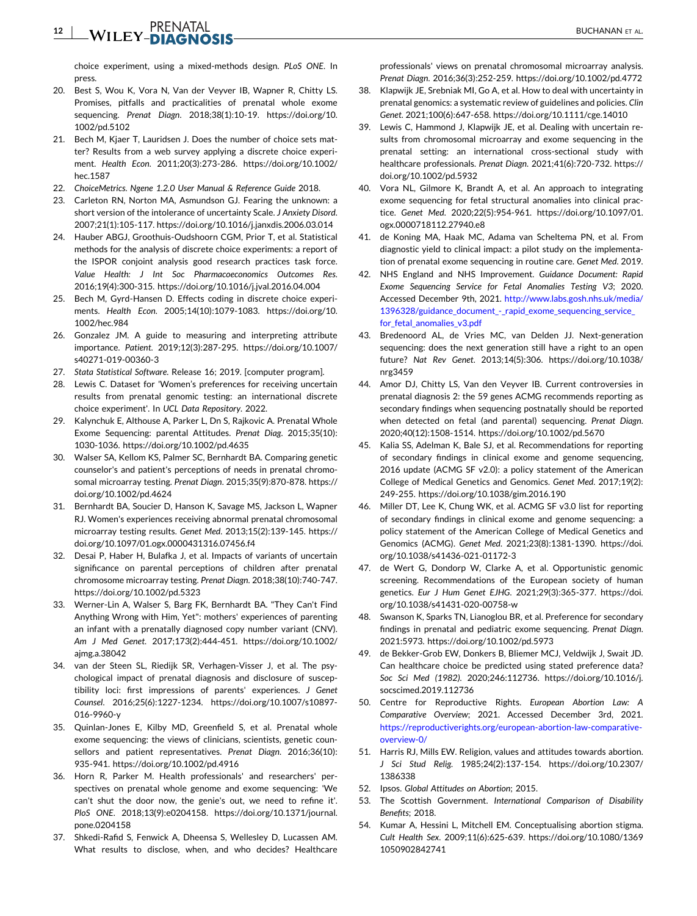choice experiment, using a mixed-methods design. *PLoS ONE*. In press.

20. Best S, Wou K, Vora N, Van der Veyver IB, Wapner R, Chitty LS. Promises, pitfalls and practicalities of prenatal whole exome sequencing. *Prenat Diagn*. 2018;38(1):10-19. https://doi.org/10.1002/pd.5102
21. Bech M, Kjaer T, Lauridsen J. Does the number of choice sets matter? Results from a web survey applying a discrete choice experiment. *Health Econ*. 2011;20(3):273-286. https://doi.org/10.1002/hec.1587
22. *ChoiceMetrics. Ngene 1.2.0 User Manual & Reference Guide* 2018.
23. Carleton RN, Norton MA, Asmundson GJ. Fearing the unknown: a short version of the intolerance of uncertainty Scale. *J Anxiety Disord*. 2007;21(1):105-117. https://doi.org/10.1016/j.janxdis.2006.03.014
24. Hauber ABGJ, Groothuis-Oudshoorn CGM, Prior T, et al. Statistical methods for the analysis of discrete choice experiments: a report of the ISPOR conjoint analysis good research practices task force. *Value Health: J Int Soc Pharmacoeconomics Outcomes Res*. 2016;19(4):300-315. https://doi.org/10.1016/j.jval.2016.04.004
25. Bech M, Gyrd-Hansen D. Effects coding in discrete choice experiments. *Health Econ*. 2005;14(10):1079-1083. https://doi.org/10.1002/hec.984
26. Gonzalez JM. A guide to measuring and interpreting attribute importance. *Patient*. 2019;12(3):287-295. https://doi.org/10.1007/s40271-019-00360-3
27. *Stata Statistical Software*. Release 16; 2019. [computer program].
28. Lewis C. Dataset for 'Women's preferences for receiving uncertain results from prenatal genomic testing: an international discrete choice experiment'. In *UCL Data Repository*. 2022.
29. Kalynchuk E, Althouse A, Parker L, Dn S, Rajkovic A. Prenatal Whole Exome Sequencing: parental Attitudes. *Prenat Diag*. 2015;35(10):1030-1036. https://doi.org/10.1002/pd.4635
30. Walser SA, Kellom KS, Palmer SC, Bernhardt BA. Comparing genetic counselor's and patient's perceptions of needs in prenatal chromosomal microarray testing. *Prenat Diagn*. 2015;35(9):870-878. https://doi.org/10.1002/pd.4624
31. Bernhardt BA, Soucier D, Hanson K, Savage MS, Jackson L, Wapner RJ. Women's experiences receiving abnormal prenatal chromosomal microarray testing results. *Genet Med*. 2013;15(2):139-145. https://doi.org/10.1097/01.ogx.0000431316.07456.f4
32. Desai P, Haber H, Bulafka J, et al. Impacts of variants of uncertain significance on parental perceptions of children after prenatal chromosome microarray testing. *Prenat Diagn*. 2018;38(10):740-747. https://doi.org/10.1002/pd.5323
33. Werner-Lin A, Walser S, Barg FK, Bernhardt BA. "They Can't Find Anything Wrong with Him, Yet": mothers' experiences of parenting an infant with a prenatally diagnosed copy number variant (CNV). *Am J Med Genet*. 2017;173(2):444-451. https://doi.org/10.1002/ajmg.a.38042
34. van der Steen SL, Riedijk SR, Verhagen-Visser J, et al. The psychological impact of prenatal diagnosis and disclosure of susceptibility loci: first impressions of parents' experiences. *J Genet Counsel*. 2016;25(6):1227-1234. https://doi.org/10.1007/s10897-016-9960-y
35. Quinlan-Jones E, Kilby MD, Greenfield S, et al. Prenatal whole exome sequencing: the views of clinicians, scientists, genetic counsellors and patient representatives. *Prenat Diagn*. 2016;36(10):935-941. https://doi.org/10.1002/pd.4916
36. Horn R, Parker M. Health professionals' and researchers' perspectives on prenatal whole genome and exome sequencing: 'We can't shut the door now, the genie's out, we need to refine it'. *PloS ONE*. 2018;13(9):e0204158. https://doi.org/10.1371/journal.pone.0204158
37. Shkedi-Rafid S, Fenwick A, Dheensa S, Wellesley D, Lucassen AM. What results to disclose, when, and who decides? Healthcare professionals' views on prenatal chromosomal microarray analysis. *Prenat Diagn*. 2016;36(3):252-259. https://doi.org/10.1002/pd.4772
38. Klapwijk JE, Srebniak MI, Go A, et al. How to deal with uncertainty in prenatal genomics: a systematic review of guidelines and policies. *Clin Genet*. 2021;100(6):647-658. https://doi.org/10.1111/cge.14010
39. Lewis C, Hammond J, Klapwijk JE, et al. Dealing with uncertain results from chromosomal microarray and exome sequencing in the prenatal setting: an international cross-sectional study with healthcare professionals. *Prenat Diagn*. 2021;41(6):720-732. https://doi.org/10.1002/pd.5932
40. Vora NL, Gilmore K, Brandt A, et al. An approach to integrating exome sequencing for fetal structural anomalies into clinical practice. *Genet Med*. 2020;22(5):954-961. https://doi.org/10.1097/01.ogx.0000718112.27940.e8
41. de Koning MA, Haak MC, Adama van Scheltema PN, et al. From diagnostic yield to clinical impact: a pilot study on the implementation of prenatal exome sequencing in routine care. *Genet Med*. 2019.
42. NHS England and NHS Improvement. *Guidance Document: Rapid Exome Sequencing Service for Fetal Anomalies Testing V3*; 2020. Accessed December 9th, 2021. http://www.labs.gosh.nhs.uk/media/1396328/guidance_document_-_rapid_exome_sequencing_service_for_fetal_anomalies_v3.pdf
43. Bredenoord AL, de Vries MC, van Delden JJ. Next-generation sequencing: does the next generation still have a right to an open future? *Nat Rev Genet*. 2013;14(5):306. https://doi.org/10.1038/nrg3459
44. Amor DJ, Chitty LS, Van den Veyver IB. Current controversies in prenatal diagnosis 2: the 59 genes ACMG recommends reporting as secondary findings when sequencing postnatally should be reported when detected on fetal (and parental) sequencing. *Prenat Diagn*. 2020;40(12):1508-1514. https://doi.org/10.1002/pd.5670
45. Kalia SS, Adelman K, Bale SJ, et al. Recommendations for reporting of secondary findings in clinical exome and genome sequencing, 2016 update (ACMG SF v2.0): a policy statement of the American College of Medical Genetics and Genomics. *Genet Med*. 2017;19(2):249-255. https://doi.org/10.1038/gim.2016.190
46. Miller DT, Lee K, Chung WK, et al. ACMG SF v3.0 list for reporting of secondary findings in clinical exome and genome sequencing: a policy statement of the American College of Medical Genetics and Genomics (ACMG). *Genet Med*. 2021;23(8):1381-1390. https://doi.org/10.1038/s41436-021-01172-3
47. de Wert G, Dondorp W, Clarke A, et al. Opportunistic genomic screening. Recommendations of the European society of human genetics. *Eur J Hum Genet EJHG*. 2021;29(3):365-377. https://doi.org/10.1038/s41431-020-00758-w
48. Swanson K, Sparks TN, Lianoglou BR, et al. Preference for secondary findings in prenatal and pediatric exome sequencing. *Prenat Diagn*. 2021:5973. https://doi.org/10.1002/pd.5973
49. de Bekker-Grob EW, Donkers B, Bliemer MCJ, Veldwijk J, Swait JD. Can healthcare choice be predicted using stated preference data? *Soc Sci Med (1982)*. 2020;246:112736. https://doi.org/10.1016/j.socscimed.2019.112736
50. Centre for Reproductive Rights. *European Abortion Law: A Comparative Overview*; 2021. Accessed December 3rd, 2021. https://reproductiverights.org/european-abortion-law-comparative-overview-0/
51. Harris RJ, Mills EW. Religion, values and attitudes towards abortion. *J Sci Stud Relig*. 1985;24(2):137-154. https://doi.org/10.2307/1386338
52. Ipsos. *Global Attitudes on Abortion*; 2015.
53. The Scottish Government. *International Comparison of Disability Benefits*; 2018.
54. Kumar A, Hessini L, Mitchell EM. Conceptualising abortion stigma. *Cult Health Sex*. 2009;11(6):625-639. https://doi.org/10.1080/13691050902842741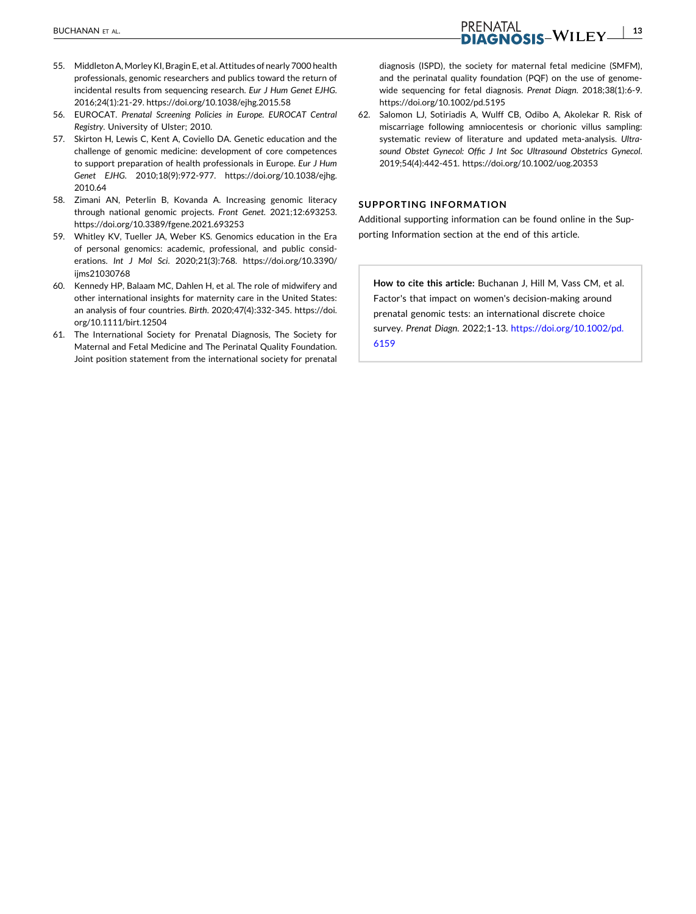55. Middleton A, Morley KI, Bragin E, et al. Attitudes of nearly 7000 health professionals, genomic researchers and publics toward the return of incidental results from sequencing research. *Eur J Hum Genet EJHG*. 2016;24(1):21-29. https://doi.org/10.1038/ejhg.2015.58
56. EUROCAT. *Prenatal Screening Policies in Europe. EUROCAT Central Registry*. University of Ulster; 2010.
57. Skirton H, Lewis C, Kent A, Coviello DA. Genetic education and the challenge of genomic medicine: development of core competences to support preparation of health professionals in Europe. *Eur J Hum Genet EJHG*. 2010;18(9):972-977. https://doi.org/10.1038/ejhg.2010.64
58. Zimani AN, Peterlin B, Kovanda A. Increasing genomic literacy through national genomic projects. *Front Genet*. 2021;12:693253. https://doi.org/10.3389/fgene.2021.693253
59. Whitley KV, Tueller JA, Weber KS. Genomics education in the Era of personal genomics: academic, professional, and public considerations. *Int J Mol Sci*. 2020;21(3):768. https://doi.org/10.3390/ijms21030768
60. Kennedy HP, Balaam MC, Dahlen H, et al. The role of midwifery and other international insights for maternity care in the United States: an analysis of four countries. *Birth*. 2020;47(4):332-345. https://doi.org/10.1111/birt.12504
61. The International Society for Prenatal Diagnosis, The Society for Maternal and Fetal Medicine and The Perinatal Quality Foundation. Joint position statement from the international society for prenatal diagnosis (ISPD), the society for maternal fetal medicine (SMFM), and the perinatal quality foundation (PQF) on the use of genome-wide sequencing for fetal diagnosis. *Prenat Diagn*. 2018;38(1):6-9. https://doi.org/10.1002/pd.5195
62. Salomon LJ, Sotiriadis A, Wulff CB, Odibo A, Akolekar R. Risk of miscarriage following amniocentesis or chorionic villus sampling: systematic review of literature and updated meta-analysis. *Ultrasound Obstet Gynecol: Offic J Int Soc Ultrasound Obstetrics Gynecol*. 2019;54(4):442-451. https://doi.org/10.1002/uog.20353

## SUPPORTING INFORMATION

Additional supporting information can be found online in the Supporting Information section at the end of this article.

**How to cite this article:** Buchanan J, Hill M, Vass CM, et al. Factor's that impact on women's decision-making around prenatal genomic tests: an international discrete choice survey. *Prenat Diagn*. 2022;1-13. https://doi.org/10.1002/pd.6159